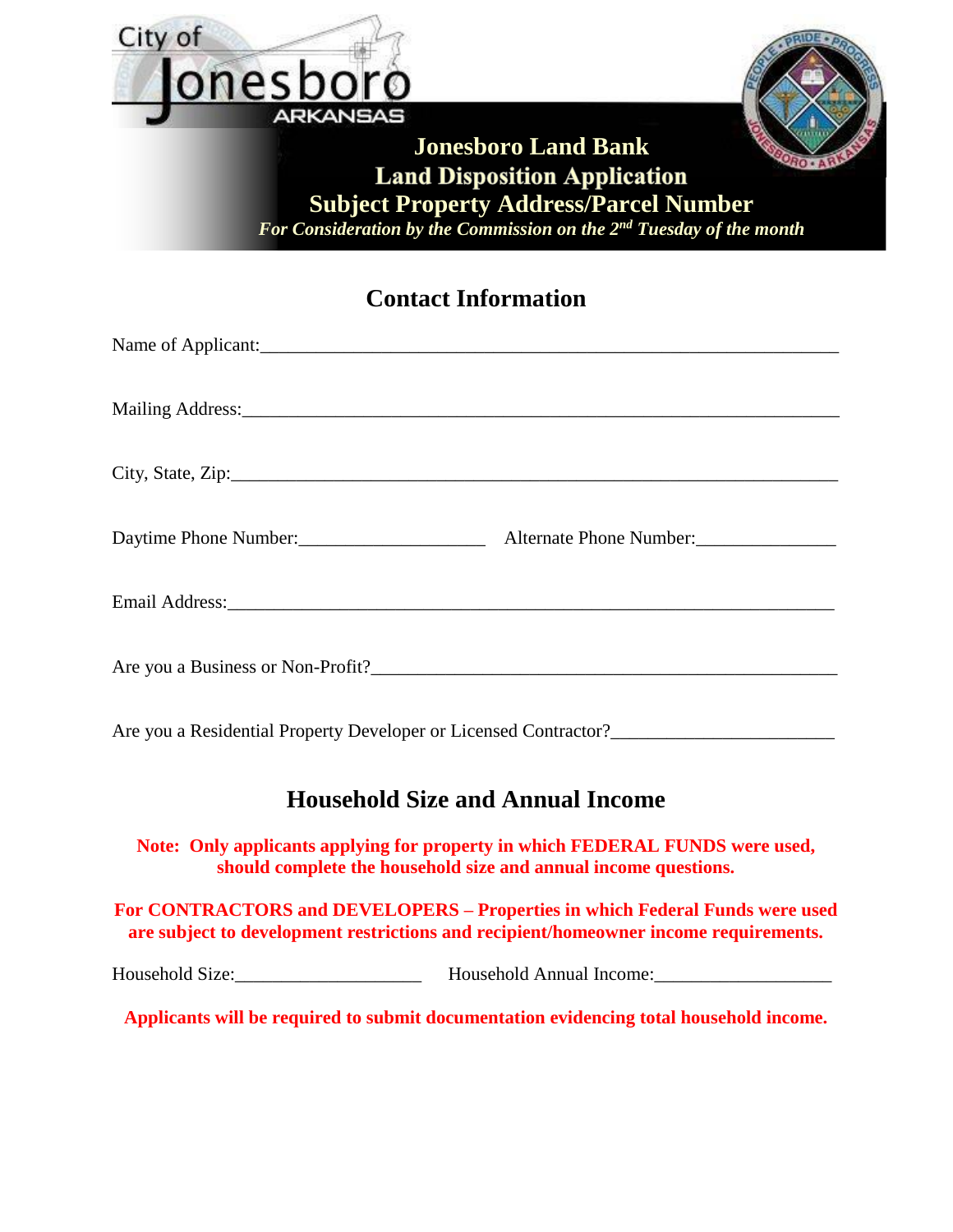City of Jonesboro ARKANSAS

# Jonesboro Land Bank
# Land Disposition Application
## Subject Property Address/Parcel Number

*For Consideration by the Commission on the 2nd Tuesday of the month*

## Contact Information

Name of Applicant:_______________________________________________________________

Mailing Address:_________________________________________________________________

City, State, Zip:_________________________________________________________________

Daytime Phone Number:___________________ Alternate Phone Number:______________

Email Address:___________________________________________________________________

Are you a Business or Non-Profit?_________________________________________________

Are you a Residential Property Developer or Licensed Contractor?_______________________

## Household Size and Annual Income

**Note: Only applicants applying for property in which FEDERAL FUNDS were used, should complete the household size and annual income questions.**

**For CONTRACTORS and DEVELOPERS – Properties in which Federal Funds were used are subject to development restrictions and recipient/homeowner income requirements.**

Household Size:___________________ Household Annual Income:__________________

**Applicants will be required to submit documentation evidencing total household income.**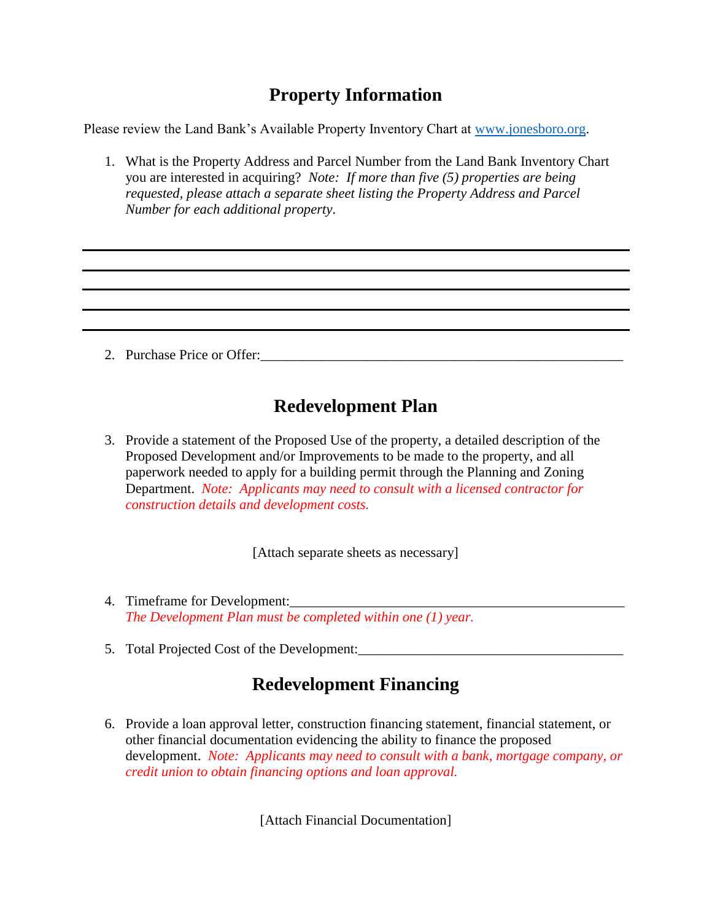# Property Information

Please review the Land Bank's Available Property Inventory Chart at www.jonesboro.org.

1. What is the Property Address and Parcel Number from the Land Bank Inventory Chart you are interested in acquiring? *Note: If more than five (5) properties are being requested, please attach a separate sheet listing the Property Address and Parcel Number for each additional property*.

______________________________________________________________________

______________________________________________________________________

______________________________________________________________________

______________________________________________________________________

______________________________________________________________________

2. Purchase Price or Offer:_______________________________________________________

# Redevelopment Plan

3. Provide a statement of the Proposed Use of the property, a detailed description of the Proposed Development and/or Improvements to be made to the property, and all paperwork needed to apply for a building permit through the Planning and Zoning Department. *Note: Applicants may need to consult with a licensed contractor for construction details and development costs.*

[Attach separate sheets as necessary]

4. Timeframe for Development:_____________________________________________
   *The Development Plan must be completed within one (1) year.*

5. Total Projected Cost of the Development:_________________________________

# Redevelopment Financing

6. Provide a loan approval letter, construction financing statement, financial statement, or other financial documentation evidencing the ability to finance the proposed development. *Note: Applicants may need to consult with a bank, mortgage company, or credit union to obtain financing options and loan approval.*

[Attach Financial Documentation]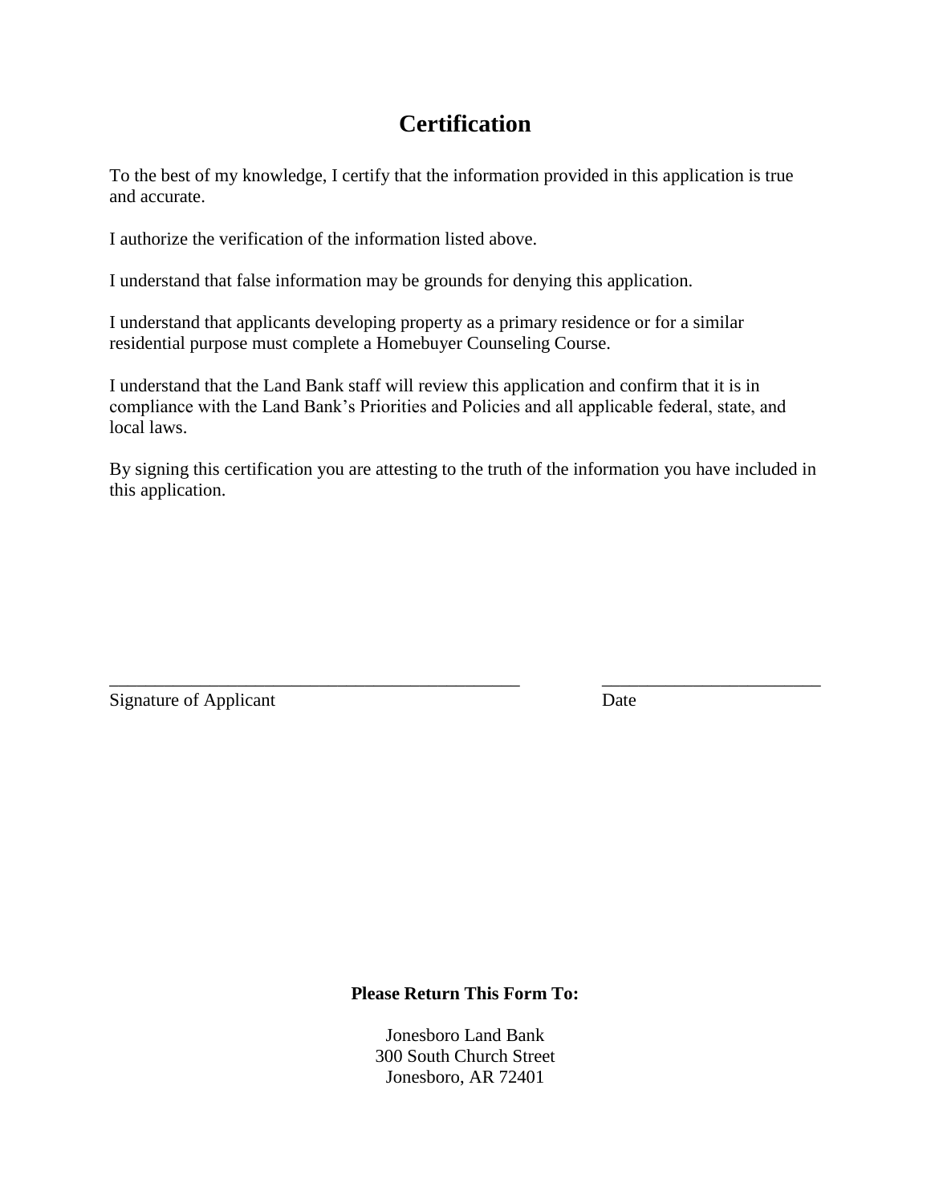# Certification

To the best of my knowledge, I certify that the information provided in this application is true and accurate.

I authorize the verification of the information listed above.

I understand that false information may be grounds for denying this application.

I understand that applicants developing property as a primary residence or for a similar residential purpose must complete a Homebuyer Counseling Course.

I understand that the Land Bank staff will review this application and confirm that it is in compliance with the Land Bank's Priorities and Policies and all applicable federal, state, and local laws.

By signing this certification you are attesting to the truth of the information you have included in this application.

_______________________________________________ ________________________

Signature of Applicant Date

**Please Return This Form To:**

Jonesboro Land Bank
300 South Church Street
Jonesboro, AR 72401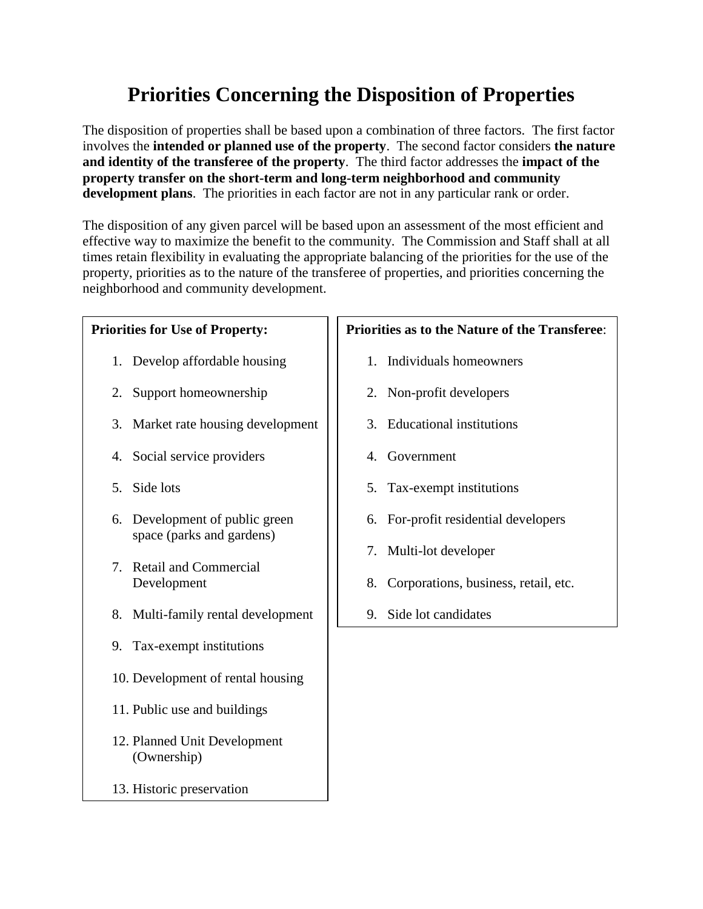# Priorities Concerning the Disposition of Properties

The disposition of properties shall be based upon a combination of three factors. The first factor involves the **intended or planned use of the property**. The second factor considers **the nature and identity of the transferee of the property**. The third factor addresses the **impact of the property transfer on the short-term and long-term neighborhood and community development plans**. The priorities in each factor are not in any particular rank or order.

The disposition of any given parcel will be based upon an assessment of the most efficient and effective way to maximize the benefit to the community. The Commission and Staff shall at all times retain flexibility in evaluating the appropriate balancing of the priorities for the use of the property, priorities as to the nature of the transferee of properties, and priorities concerning the neighborhood and community development.

**Priorities for Use of Property:**

1. Develop affordable housing
2. Support homeownership
3. Market rate housing development
4. Social service providers
5. Side lots
6. Development of public green space (parks and gardens)
7. Retail and Commercial Development
8. Multi-family rental development
9. Tax-exempt institutions
10. Development of rental housing
11. Public use and buildings
12. Planned Unit Development (Ownership)
13. Historic preservation

**Priorities as to the Nature of the Transferee**:

1. Individuals homeowners
2. Non-profit developers
3. Educational institutions
4. Government
5. Tax-exempt institutions
6. For-profit residential developers
7. Multi-lot developer
8. Corporations, business, retail, etc.
9. Side lot candidates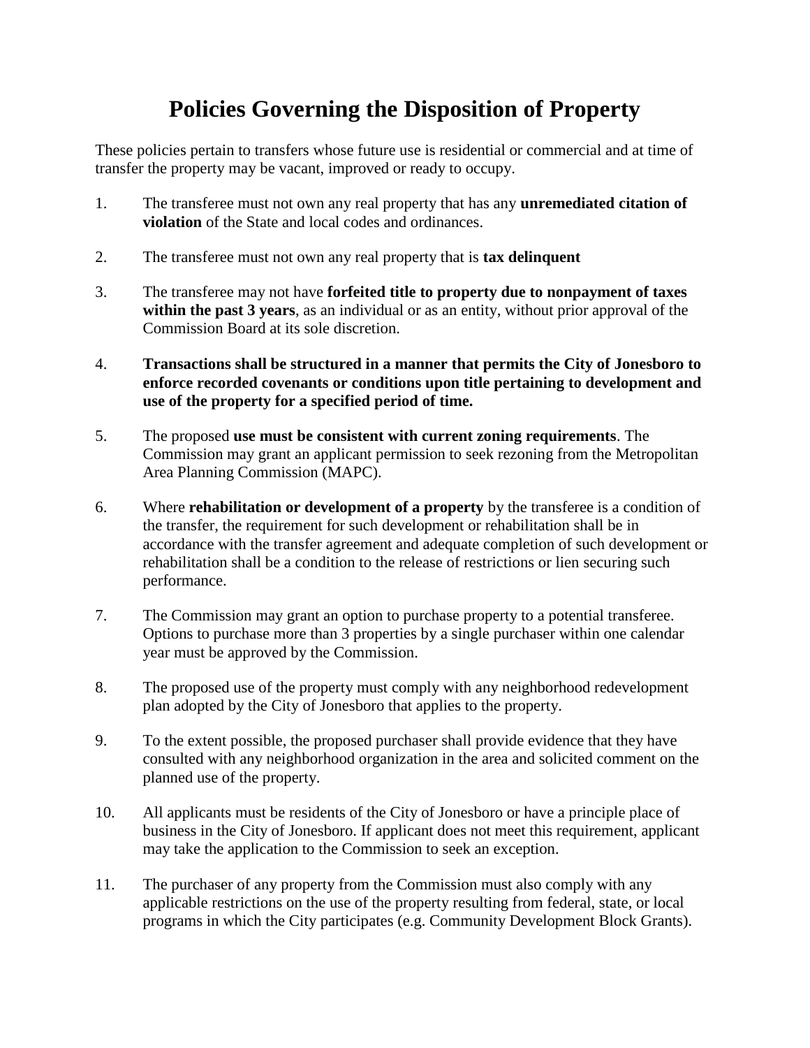# Policies Governing the Disposition of Property

These policies pertain to transfers whose future use is residential or commercial and at time of transfer the property may be vacant, improved or ready to occupy.

1. The transferee must not own any real property that has any **unremediated citation of violation** of the State and local codes and ordinances.

2. The transferee must not own any real property that is **tax delinquent**

3. The transferee may not have **forfeited title to property due to nonpayment of taxes within the past 3 years**, as an individual or as an entity, without prior approval of the Commission Board at its sole discretion.

4. **Transactions shall be structured in a manner that permits the City of Jonesboro to enforce recorded covenants or conditions upon title pertaining to development and use of the property for a specified period of time.**

5. The proposed **use must be consistent with current zoning requirements**. The Commission may grant an applicant permission to seek rezoning from the Metropolitan Area Planning Commission (MAPC).

6. Where **rehabilitation or development of a property** by the transferee is a condition of the transfer, the requirement for such development or rehabilitation shall be in accordance with the transfer agreement and adequate completion of such development or rehabilitation shall be a condition to the release of restrictions or lien securing such performance.

7. The Commission may grant an option to purchase property to a potential transferee. Options to purchase more than 3 properties by a single purchaser within one calendar year must be approved by the Commission.

8. The proposed use of the property must comply with any neighborhood redevelopment plan adopted by the City of Jonesboro that applies to the property.

9. To the extent possible, the proposed purchaser shall provide evidence that they have consulted with any neighborhood organization in the area and solicited comment on the planned use of the property.

10. All applicants must be residents of the City of Jonesboro or have a principle place of business in the City of Jonesboro. If applicant does not meet this requirement, applicant may take the application to the Commission to seek an exception.

11. The purchaser of any property from the Commission must also comply with any applicable restrictions on the use of the property resulting from federal, state, or local programs in which the City participates (e.g. Community Development Block Grants).